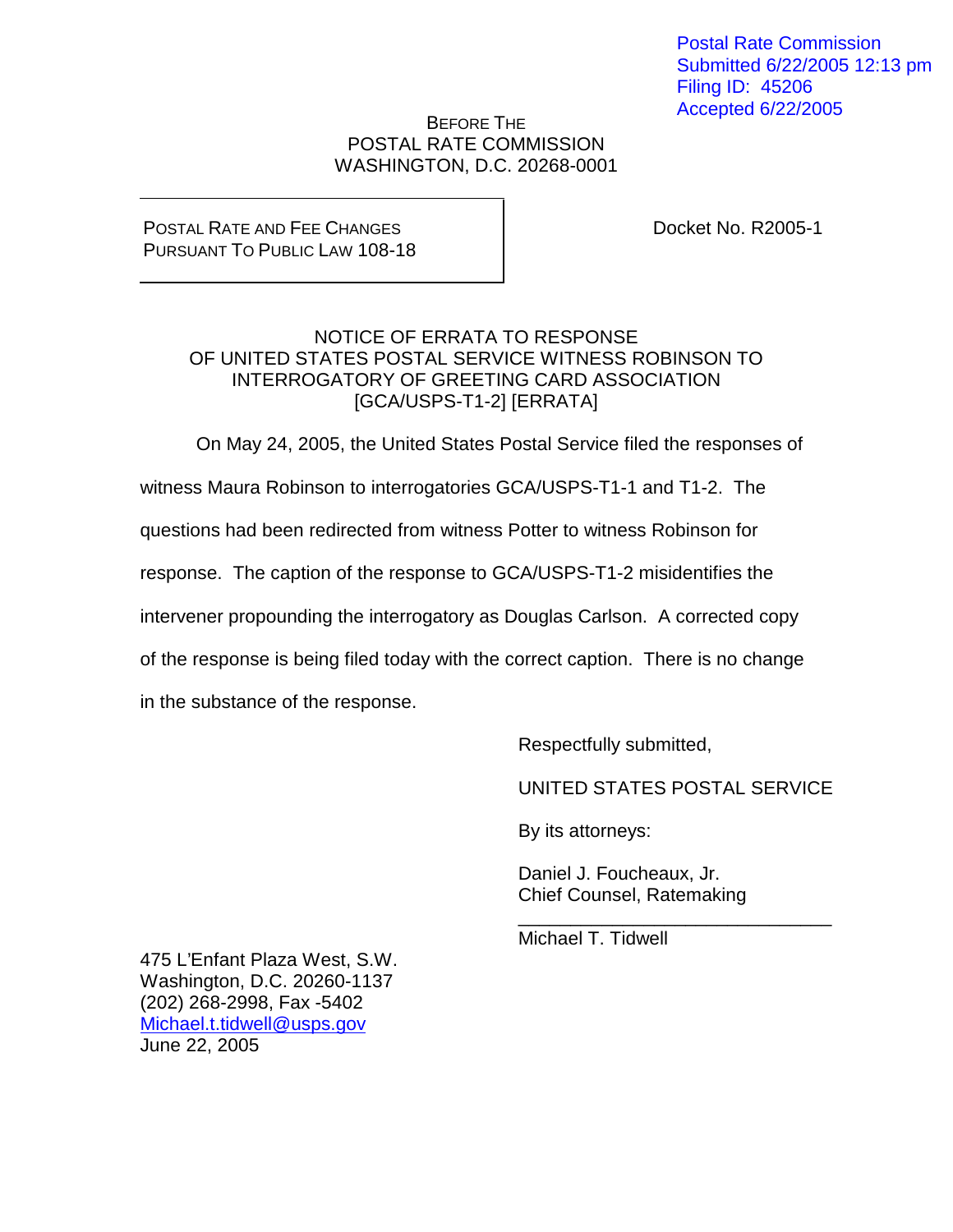Postal Rate Commission
Submitted 6/22/2005 12:13 pm
Filing ID: 45206
Accepted 6/22/2005

BEFORE THE
POSTAL RATE COMMISSION
WASHINGTON, D.C. 20268-0001

| POSTAL RATE AND FEE CHANGES PURSUANT TO PUBLIC LAW 108-18 | Docket No. R2005-1 |
|---|---|

NOTICE OF ERRATA TO RESPONSE
OF UNITED STATES POSTAL SERVICE WITNESS ROBINSON TO
INTERROGATORY OF GREETING CARD ASSOCIATION
[GCA/USPS-T1-2] [ERRATA]

On May 24, 2005, the United States Postal Service filed the responses of witness Maura Robinson to interrogatories GCA/USPS-T1-1 and T1-2. The questions had been redirected from witness Potter to witness Robinson for response. The caption of the response to GCA/USPS-T1-2 misidentifies the intervener propounding the interrogatory as Douglas Carlson. A corrected copy of the response is being filed today with the correct caption. There is no change in the substance of the response.

Respectfully submitted,

UNITED STATES POSTAL SERVICE

By its attorneys:

Daniel J. Foucheaux, Jr.
Chief Counsel, Ratemaking

______________________________
Michael T. Tidwell

475 L'Enfant Plaza West, S.W.
Washington, D.C. 20260-1137
(202) 268-2998, Fax -5402
Michael.t.tidwell@usps.gov
June 22, 2005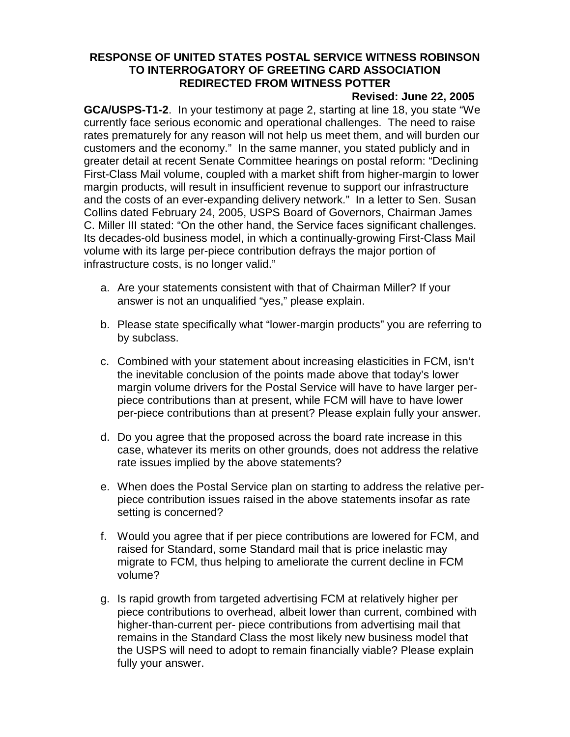**RESPONSE OF UNITED STATES POSTAL SERVICE WITNESS ROBINSON TO INTERROGATORY OF GREETING CARD ASSOCIATION REDIRECTED FROM WITNESS POTTER**

**Revised: June 22, 2005**

**GCA/USPS-T1-2**. In your testimony at page 2, starting at line 18, you state "We currently face serious economic and operational challenges. The need to raise rates prematurely for any reason will not help us meet them, and will burden our customers and the economy." In the same manner, you stated publicly and in greater detail at recent Senate Committee hearings on postal reform: "Declining First-Class Mail volume, coupled with a market shift from higher-margin to lower margin products, will result in insufficient revenue to support our infrastructure and the costs of an ever-expanding delivery network." In a letter to Sen. Susan Collins dated February 24, 2005, USPS Board of Governors, Chairman James C. Miller III stated: "On the other hand, the Service faces significant challenges. Its decades-old business model, in which a continually-growing First-Class Mail volume with its large per-piece contribution defrays the major portion of infrastructure costs, is no longer valid."

a. Are your statements consistent with that of Chairman Miller? If your answer is not an unqualified "yes," please explain.

b. Please state specifically what "lower-margin products" you are referring to by subclass.

c. Combined with your statement about increasing elasticities in FCM, isn't the inevitable conclusion of the points made above that today's lower margin volume drivers for the Postal Service will have to have larger per-piece contributions than at present, while FCM will have to have lower per-piece contributions than at present? Please explain fully your answer.

d. Do you agree that the proposed across the board rate increase in this case, whatever its merits on other grounds, does not address the relative rate issues implied by the above statements?

e. When does the Postal Service plan on starting to address the relative per-piece contribution issues raised in the above statements insofar as rate setting is concerned?

f. Would you agree that if per piece contributions are lowered for FCM, and raised for Standard, some Standard mail that is price inelastic may migrate to FCM, thus helping to ameliorate the current decline in FCM volume?

g. Is rapid growth from targeted advertising FCM at relatively higher per piece contributions to overhead, albeit lower than current, combined with higher-than-current per- piece contributions from advertising mail that remains in the Standard Class the most likely new business model that the USPS will need to adopt to remain financially viable? Please explain fully your answer.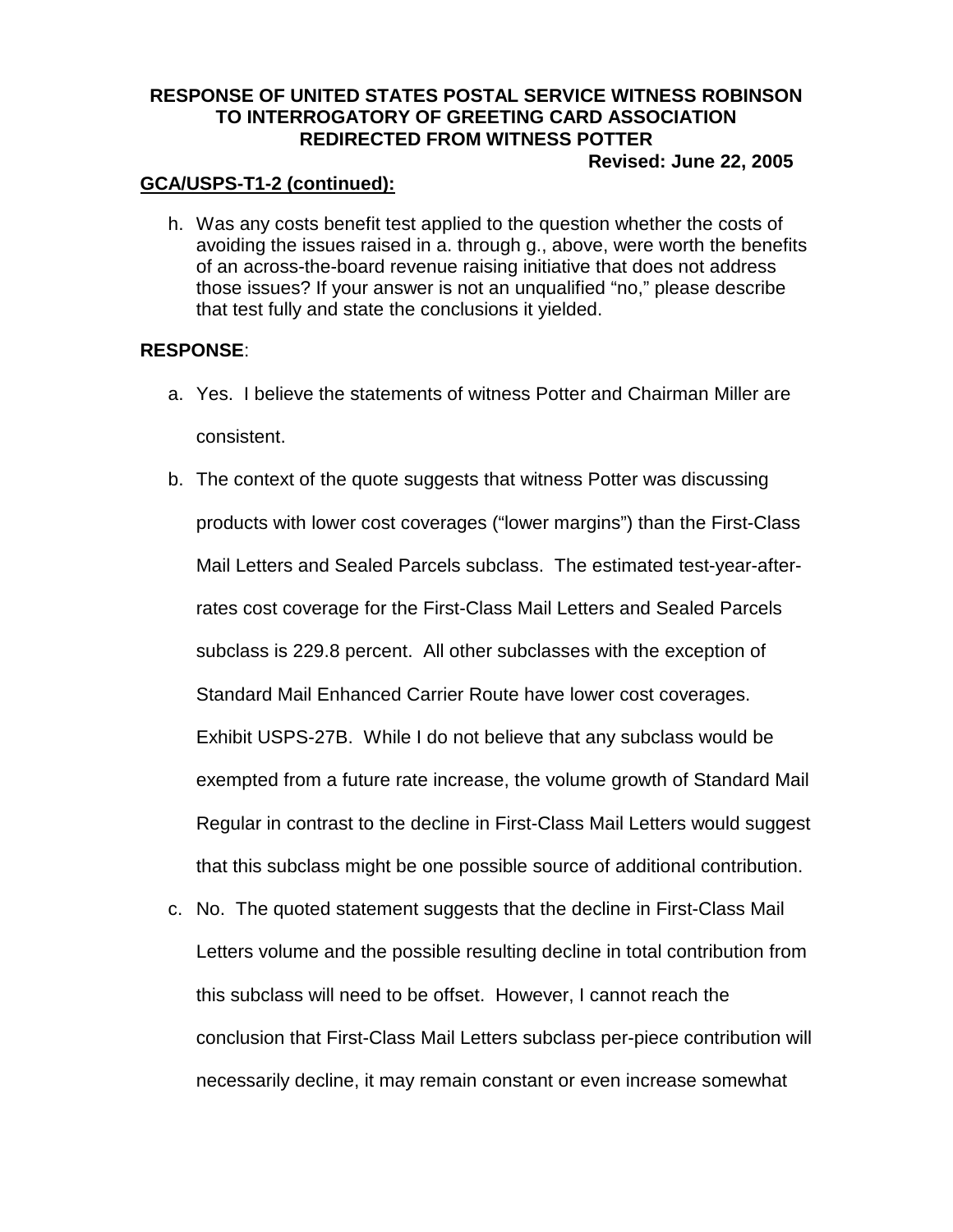**RESPONSE OF UNITED STATES POSTAL SERVICE WITNESS ROBINSON TO INTERROGATORY OF GREETING CARD ASSOCIATION REDIRECTED FROM WITNESS POTTER**

**Revised: June 22, 2005**

**GCA/USPS-T1-2 (continued):**

h. Was any costs benefit test applied to the question whether the costs of avoiding the issues raised in a. through g., above, were worth the benefits of an across-the-board revenue raising initiative that does not address those issues? If your answer is not an unqualified "no," please describe that test fully and state the conclusions it yielded.

**RESPONSE**:

a. Yes. I believe the statements of witness Potter and Chairman Miller are consistent.

b. The context of the quote suggests that witness Potter was discussing products with lower cost coverages ("lower margins") than the First-Class Mail Letters and Sealed Parcels subclass. The estimated test-year-after-rates cost coverage for the First-Class Mail Letters and Sealed Parcels subclass is 229.8 percent. All other subclasses with the exception of Standard Mail Enhanced Carrier Route have lower cost coverages. Exhibit USPS-27B. While I do not believe that any subclass would be exempted from a future rate increase, the volume growth of Standard Mail Regular in contrast to the decline in First-Class Mail Letters would suggest that this subclass might be one possible source of additional contribution.

c. No. The quoted statement suggests that the decline in First-Class Mail Letters volume and the possible resulting decline in total contribution from this subclass will need to be offset. However, I cannot reach the conclusion that First-Class Mail Letters subclass per-piece contribution will necessarily decline, it may remain constant or even increase somewhat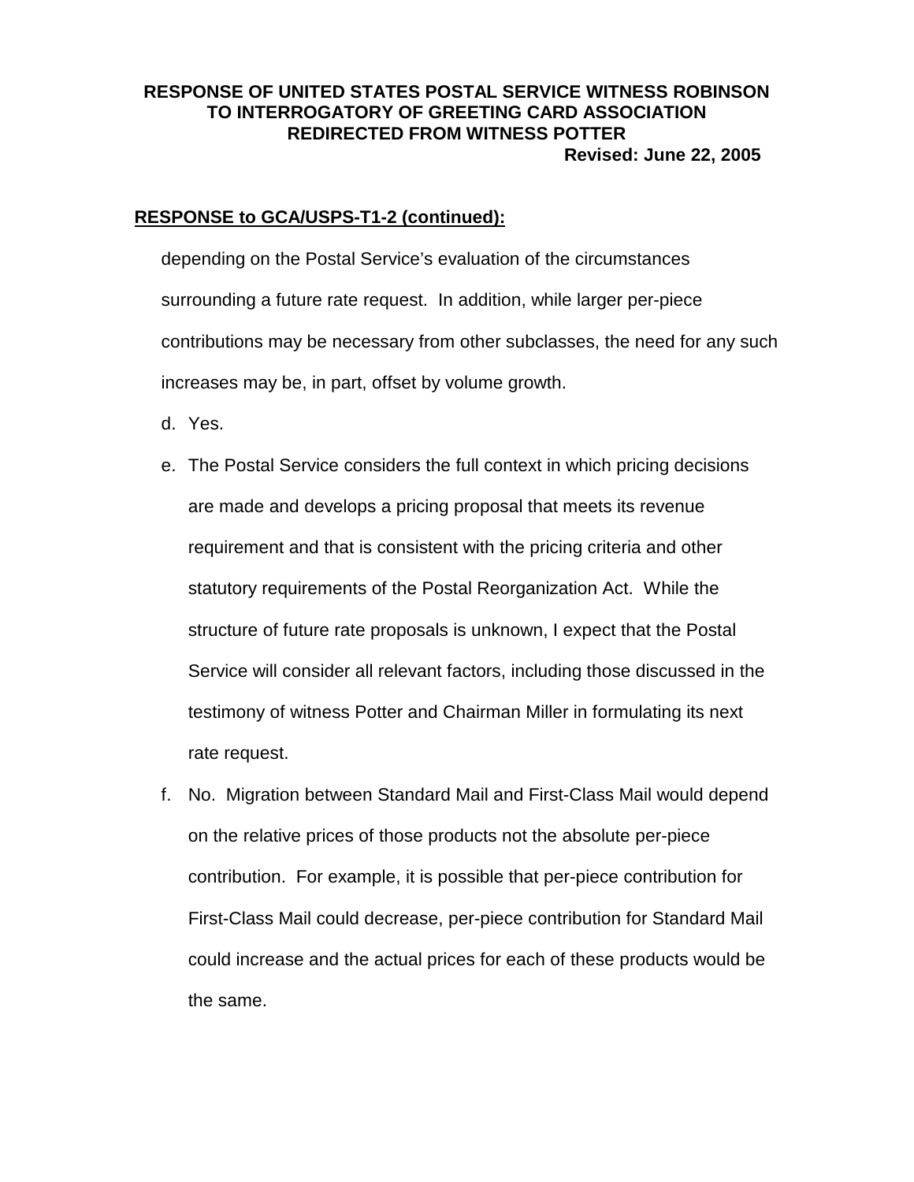**RESPONSE OF UNITED STATES POSTAL SERVICE WITNESS ROBINSON TO INTERROGATORY OF GREETING CARD ASSOCIATION REDIRECTED FROM WITNESS POTTER**

**Revised: June 22, 2005**

**RESPONSE to GCA/USPS-T1-2 (continued):**

depending on the Postal Service's evaluation of the circumstances surrounding a future rate request. In addition, while larger per-piece contributions may be necessary from other subclasses, the need for any such increases may be, in part, offset by volume growth.

d. Yes.

e. The Postal Service considers the full context in which pricing decisions are made and develops a pricing proposal that meets its revenue requirement and that is consistent with the pricing criteria and other statutory requirements of the Postal Reorganization Act. While the structure of future rate proposals is unknown, I expect that the Postal Service will consider all relevant factors, including those discussed in the testimony of witness Potter and Chairman Miller in formulating its next rate request.

f. No. Migration between Standard Mail and First-Class Mail would depend on the relative prices of those products not the absolute per-piece contribution. For example, it is possible that per-piece contribution for First-Class Mail could decrease, per-piece contribution for Standard Mail could increase and the actual prices for each of these products would be the same.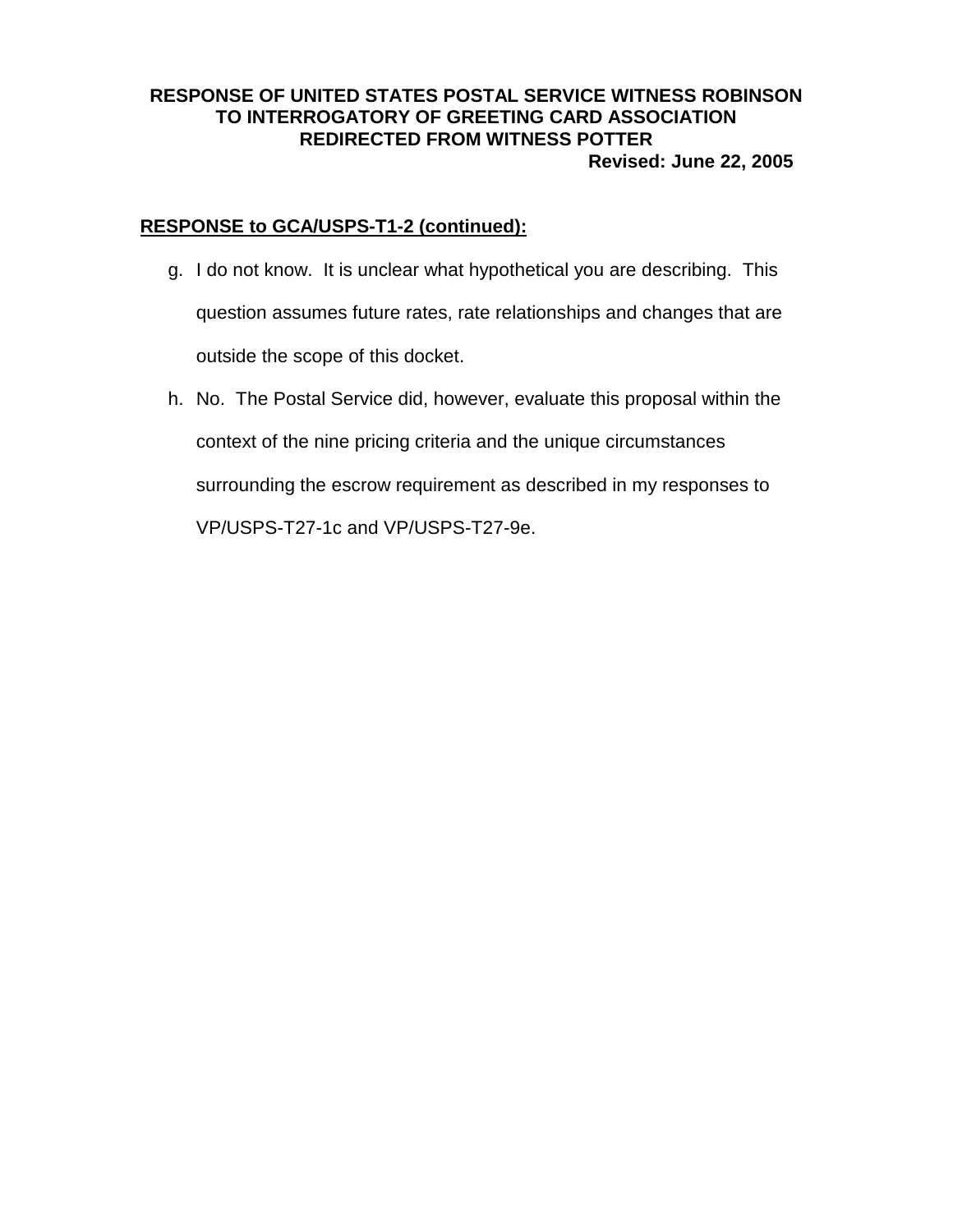**RESPONSE OF UNITED STATES POSTAL SERVICE WITNESS ROBINSON TO INTERROGATORY OF GREETING CARD ASSOCIATION REDIRECTED FROM WITNESS POTTER**

**Revised: June 22, 2005**

**RESPONSE to GCA/USPS-T1-2 (continued):**

g. I do not know. It is unclear what hypothetical you are describing. This question assumes future rates, rate relationships and changes that are outside the scope of this docket.

h. No. The Postal Service did, however, evaluate this proposal within the context of the nine pricing criteria and the unique circumstances surrounding the escrow requirement as described in my responses to VP/USPS-T27-1c and VP/USPS-T27-9e.